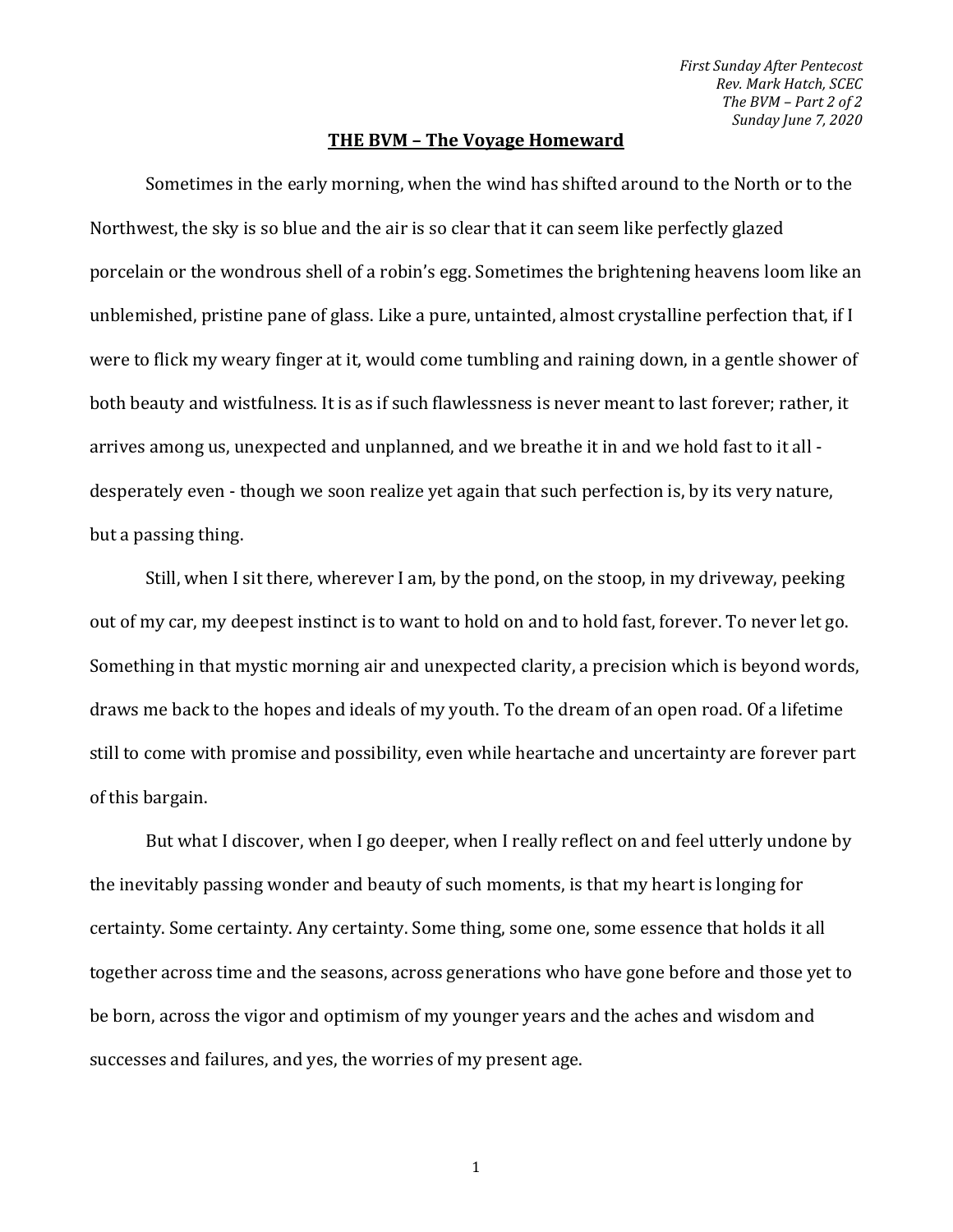*First Sunday After Pentecost*
*Rev. Mark Hatch, SCEC*
*The BVM – Part 2 of 2*
*Sunday June 7, 2020*

# THE BVM – The Voyage Homeward

Sometimes in the early morning, when the wind has shifted around to the North or to the Northwest, the sky is so blue and the air is so clear that it can seem like perfectly glazed porcelain or the wondrous shell of a robin's egg. Sometimes the brightening heavens loom like an unblemished, pristine pane of glass. Like a pure, untainted, almost crystalline perfection that, if I were to flick my weary finger at it, would come tumbling and raining down, in a gentle shower of both beauty and wistfulness. It is as if such flawlessness is never meant to last forever; rather, it arrives among us, unexpected and unplanned, and we breathe it in and we hold fast to it all - desperately even - though we soon realize yet again that such perfection is, by its very nature, but a passing thing.

Still, when I sit there, wherever I am, by the pond, on the stoop, in my driveway, peeking out of my car, my deepest instinct is to want to hold on and to hold fast, forever. To never let go. Something in that mystic morning air and unexpected clarity, a precision which is beyond words, draws me back to the hopes and ideals of my youth. To the dream of an open road. Of a lifetime still to come with promise and possibility, even while heartache and uncertainty are forever part of this bargain.

But what I discover, when I go deeper, when I really reflect on and feel utterly undone by the inevitably passing wonder and beauty of such moments, is that my heart is longing for certainty. Some certainty. Any certainty. Some thing, some one, some essence that holds it all together across time and the seasons, across generations who have gone before and those yet to be born, across the vigor and optimism of my younger years and the aches and wisdom and successes and failures, and yes, the worries of my present age.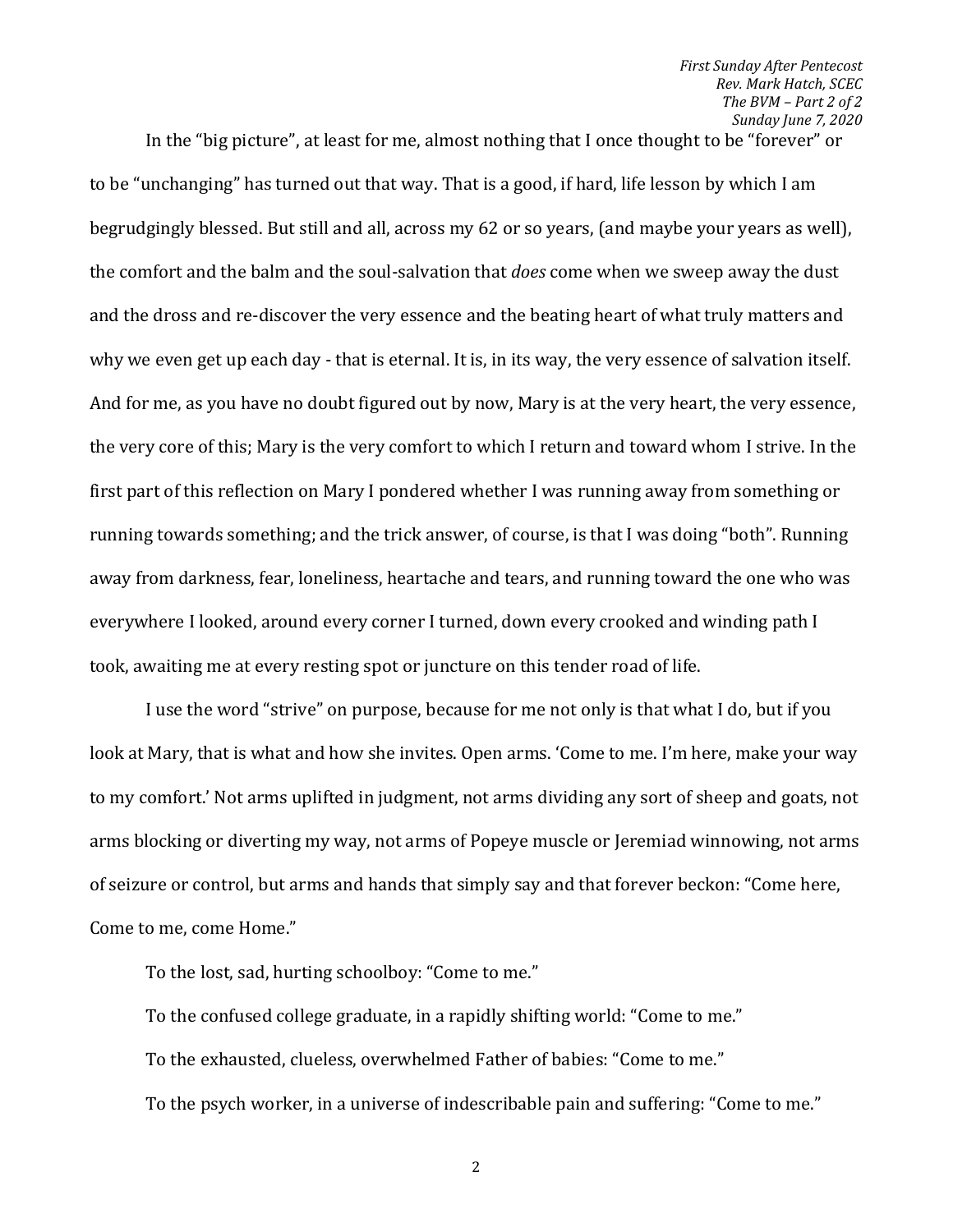In the "big picture", at least for me, almost nothing that I once thought to be "forever" or to be "unchanging" has turned out that way. That is a good, if hard, life lesson by which I am begrudgingly blessed. But still and all, across my 62 or so years, (and maybe your years as well), the comfort and the balm and the soul-salvation that *does* come when we sweep away the dust and the dross and re-discover the very essence and the beating heart of what truly matters and why we even get up each day - that is eternal. It is, in its way, the very essence of salvation itself. And for me, as you have no doubt figured out by now, Mary is at the very heart, the very essence, the very core of this; Mary is the very comfort to which I return and toward whom I strive. In the first part of this reflection on Mary I pondered whether I was running away from something or running towards something; and the trick answer, of course, is that I was doing "both". Running away from darkness, fear, loneliness, heartache and tears, and running toward the one who was everywhere I looked, around every corner I turned, down every crooked and winding path I took, awaiting me at every resting spot or juncture on this tender road of life.

I use the word "strive" on purpose, because for me not only is that what I do, but if you look at Mary, that is what and how she invites. Open arms. 'Come to me. I'm here, make your way to my comfort.' Not arms uplifted in judgment, not arms dividing any sort of sheep and goats, not arms blocking or diverting my way, not arms of Popeye muscle or Jeremiad winnowing, not arms of seizure or control, but arms and hands that simply say and that forever beckon: "Come here, Come to me, come Home."

To the lost, sad, hurting schoolboy: "Come to me."

To the confused college graduate, in a rapidly shifting world: "Come to me."

To the exhausted, clueless, overwhelmed Father of babies: "Come to me."

To the psych worker, in a universe of indescribable pain and suffering: "Come to me."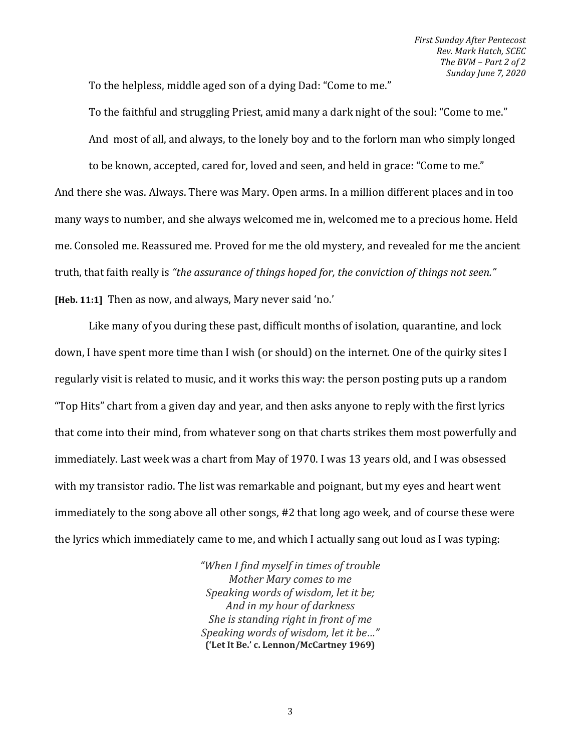To the helpless, middle aged son of a dying Dad: "Come to me."

To the faithful and struggling Priest, amid many a dark night of the soul: "Come to me."

And most of all, and always, to the lonely boy and to the forlorn man who simply longed to be known, accepted, cared for, loved and seen, and held in grace: "Come to me."

And there she was. Always. There was Mary. Open arms. In a million different places and in too many ways to number, and she always welcomed me in, welcomed me to a precious home. Held me. Consoled me. Reassured me. Proved for me the old mystery, and revealed for me the ancient truth, that faith really is *"the assurance of things hoped for, the conviction of things not seen."* **[Heb. 11:1]** Then as now, and always, Mary never said 'no.'

Like many of you during these past, difficult months of isolation, quarantine, and lock down, I have spent more time than I wish (or should) on the internet. One of the quirky sites I regularly visit is related to music, and it works this way: the person posting puts up a random "Top Hits" chart from a given day and year, and then asks anyone to reply with the first lyrics that come into their mind, from whatever song on that charts strikes them most powerfully and immediately. Last week was a chart from May of 1970. I was 13 years old, and I was obsessed with my transistor radio. The list was remarkable and poignant, but my eyes and heart went immediately to the song above all other songs, #2 that long ago week, and of course these were the lyrics which immediately came to me, and which I actually sang out loud as I was typing:

*"When I find myself in times of trouble*
*Mother Mary comes to me*
*Speaking words of wisdom, let it be;*
*And in my hour of darkness*
*She is standing right in front of me*
*Speaking words of wisdom, let it be…"*
**('Let It Be.' c. Lennon/McCartney 1969)**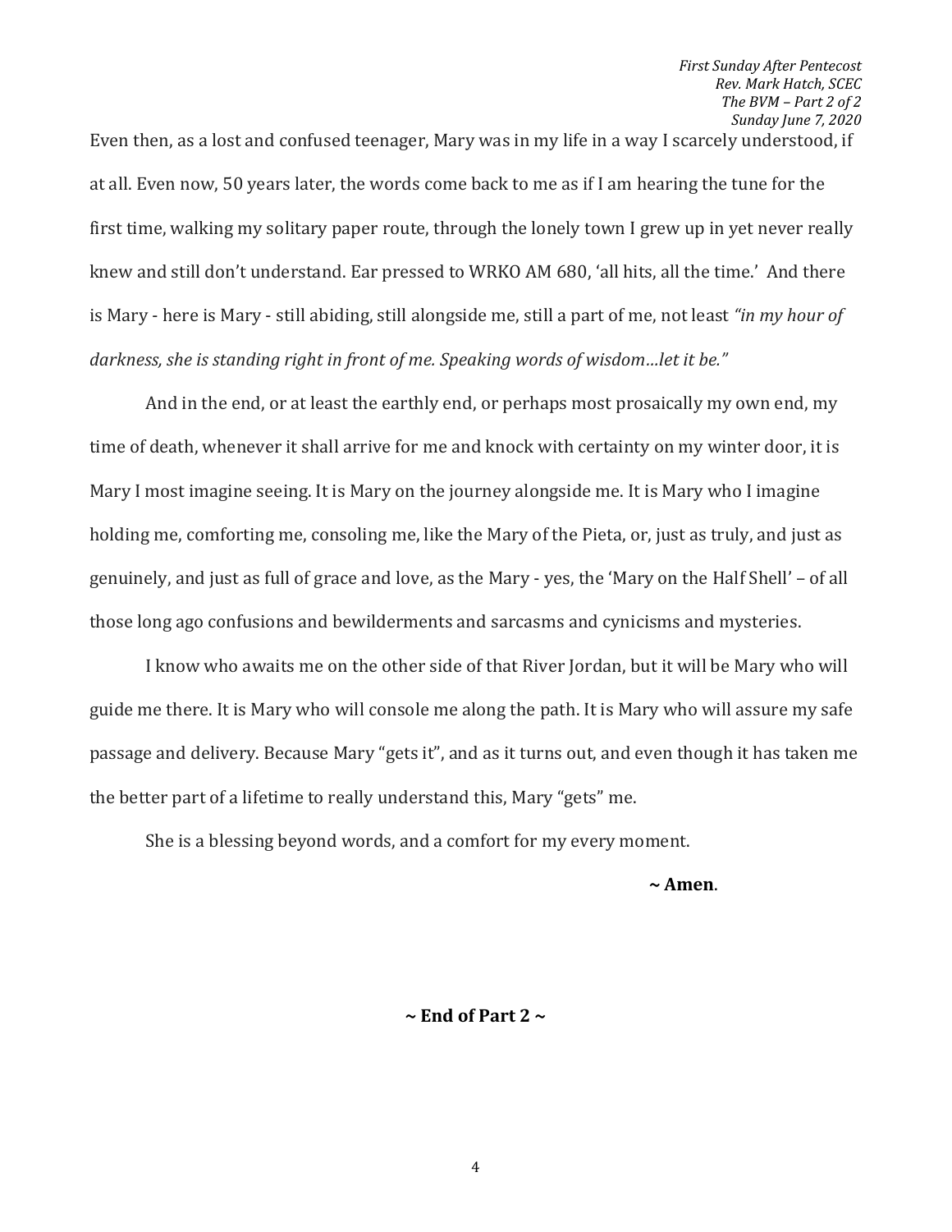Even then, as a lost and confused teenager, Mary was in my life in a way I scarcely understood, if at all. Even now, 50 years later, the words come back to me as if I am hearing the tune for the first time, walking my solitary paper route, through the lonely town I grew up in yet never really knew and still don't understand. Ear pressed to WRKO AM 680, 'all hits, all the time.' And there is Mary - here is Mary - still abiding, still alongside me, still a part of me, not least *"in my hour of darkness, she is standing right in front of me. Speaking words of wisdom…let it be."*

And in the end, or at least the earthly end, or perhaps most prosaically my own end, my time of death, whenever it shall arrive for me and knock with certainty on my winter door, it is Mary I most imagine seeing. It is Mary on the journey alongside me. It is Mary who I imagine holding me, comforting me, consoling me, like the Mary of the Pieta, or, just as truly, and just as genuinely, and just as full of grace and love, as the Mary - yes, the 'Mary on the Half Shell' – of all those long ago confusions and bewilderments and sarcasms and cynicisms and mysteries.

I know who awaits me on the other side of that River Jordan, but it will be Mary who will guide me there. It is Mary who will console me along the path. It is Mary who will assure my safe passage and delivery. Because Mary "gets it", and as it turns out, and even though it has taken me the better part of a lifetime to really understand this, Mary "gets" me.

She is a blessing beyond words, and a comfort for my every moment.

**~ Amen**.

**~ End of Part 2 ~**